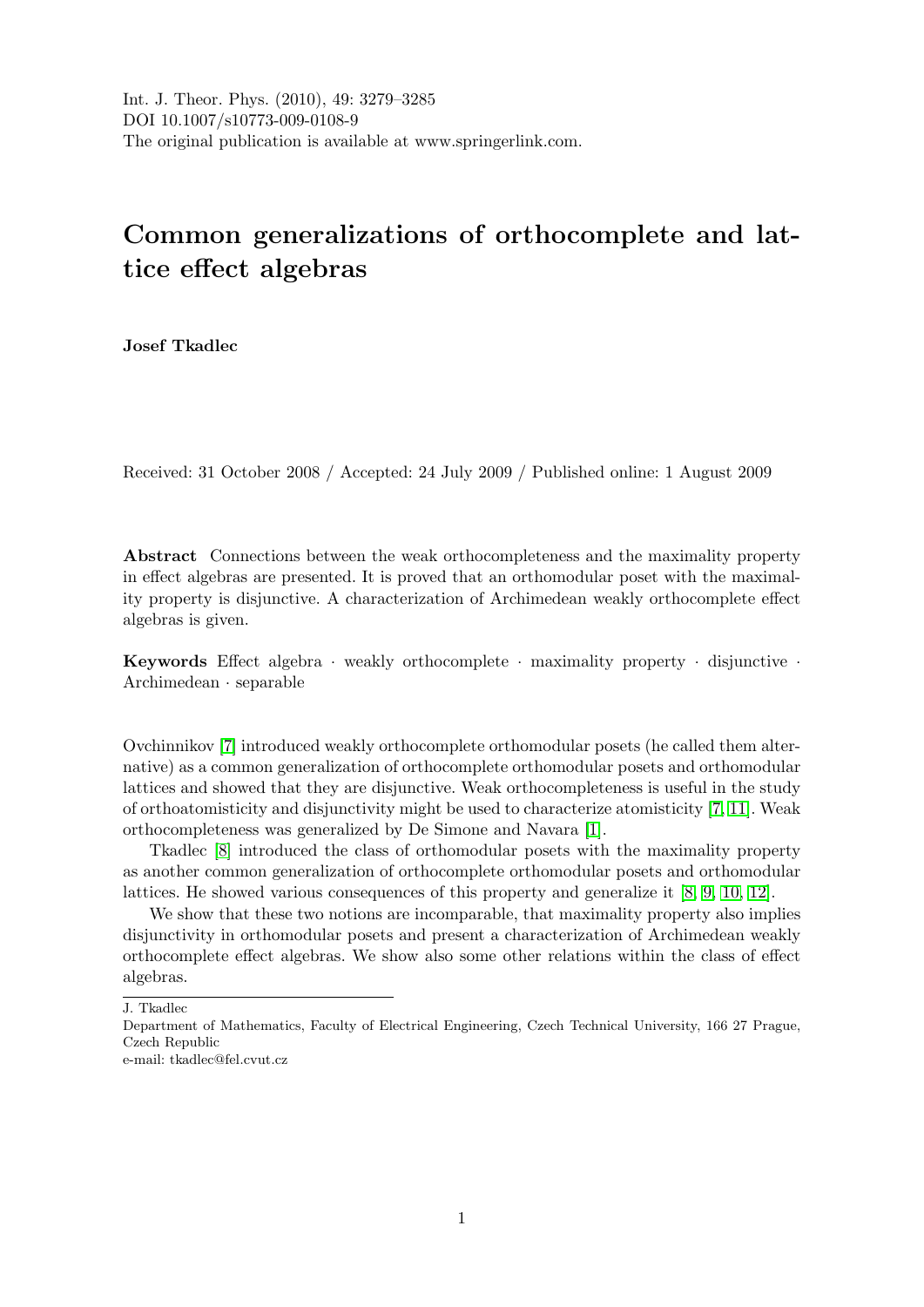Int. J. Theor. Phys. (2010), 49: 3279–3285
DOI 10.1007/s10773-009-0108-9
The original publication is available at www.springerlink.com.

# Common generalizations of orthocomplete and lattice effect algebras

**Josef Tkadlec**

Received: 31 October 2008 / Accepted: 24 July 2009 / Published online: 1 August 2009

**Abstract** Connections between the weak orthocompleteness and the maximality property in effect algebras are presented. It is proved that an orthomodular poset with the maximality property is disjunctive. A characterization of Archimedean weakly orthocomplete effect algebras is given.

**Keywords** Effect algebra · weakly orthocomplete · maximality property · disjunctive · Archimedean · separable

Ovchinnikov [7] introduced weakly orthocomplete orthomodular posets (he called them alternative) as a common generalization of orthocomplete orthomodular posets and orthomodular lattices and showed that they are disjunctive. Weak orthocompleteness is useful in the study of orthoatomisticity and disjunctivity might be used to characterize atomisticity [7, 11]. Weak orthocompleteness was generalized by De Simone and Navara [1].

Tkadlec [8] introduced the class of orthomodular posets with the maximality property as another common generalization of orthocomplete orthomodular posets and orthomodular lattices. He showed various consequences of this property and generalize it [8, 9, 10, 12].

We show that these two notions are incomparable, that maximality property also implies disjunctivity in orthomodular posets and present a characterization of Archimedean weakly orthocomplete effect algebras. We show also some other relations within the class of effect algebras.

J. Tkadlec
Department of Mathematics, Faculty of Electrical Engineering, Czech Technical University, 166 27 Prague, Czech Republic
e-mail: tkadlec@fel.cvut.cz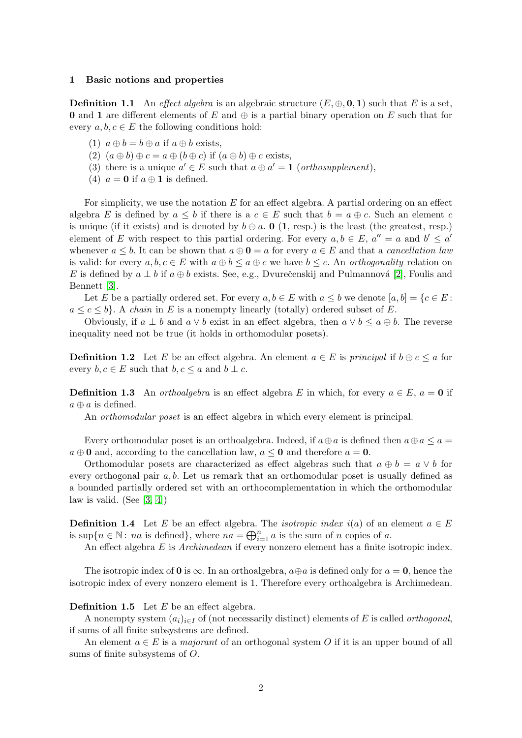## 1 Basic notions and properties

**Definition 1.1** An *effect algebra* is an algebraic structure $(E, \oplus, \mathbf{0}, \mathbf{1})$ such that $E$ is a set, $\mathbf{0}$ and $\mathbf{1}$ are different elements of $E$ and $\oplus$ is a partial binary operation on $E$ such that for every $a, b, c \in E$ the following conditions hold:

(1) $a \oplus b = b \oplus a$ if $a \oplus b$ exists,
(2) $(a \oplus b) \oplus c = a \oplus (b \oplus c)$ if $(a \oplus b) \oplus c$ exists,
(3) there is a unique $a' \in E$ such that $a \oplus a' = \mathbf{1}$ (*orthosupplement*),
(4) $a = \mathbf{0}$ if $a \oplus \mathbf{1}$ is defined.

For simplicity, we use the notation $E$ for an effect algebra. A partial ordering on an effect algebra $E$ is defined by $a \leq b$ if there is a $c \in E$ such that $b = a \oplus c$. Such an element $c$ is unique (if it exists) and is denoted by $b \ominus a$. $\mathbf{0}$ ($\mathbf{1}$, resp.) is the least (the greatest, resp.) element of $E$ with respect to this partial ordering. For every $a, b \in E$, $a'' = a$ and $b' \leq a'$ whenever $a \leq b$. It can be shown that $a \oplus \mathbf{0} = a$ for every $a \in E$ and that a *cancellation law* is valid: for every $a, b, c \in E$ with $a \oplus b \leq a \oplus c$ we have $b \leq c$. An *orthogonality* relation on $E$ is defined by $a \perp b$ if $a \oplus b$ exists. See, e.g., Dvurečenskij and Pulmannová [2], Foulis and Bennett [3].

Let $E$ be a partially ordered set. For every $a, b \in E$ with $a \leq b$ we denote $[a, b] = \{c \in E : a \leq c \leq b\}$. A *chain* in $E$ is a nonempty linearly (totally) ordered subset of $E$.

Obviously, if $a \perp b$ and $a \vee b$ exist in an effect algebra, then $a \vee b \leq a \oplus b$. The reverse inequality need not be true (it holds in orthomodular posets).

**Definition 1.2** Let $E$ be an effect algebra. An element $a \in E$ is *principal* if $b \oplus c \leq a$ for every $b, c \in E$ such that $b, c \leq a$ and $b \perp c$.

**Definition 1.3** An *orthoalgebra* is an effect algebra $E$ in which, for every $a \in E$, $a = \mathbf{0}$ if $a \oplus a$ is defined.

An *orthomodular poset* is an effect algebra in which every element is principal.

Every orthomodular poset is an orthoalgebra. Indeed, if $a \oplus a$ is defined then $a \oplus a \leq a = a \oplus \mathbf{0}$ and, according to the cancellation law, $a \leq \mathbf{0}$ and therefore $a = \mathbf{0}$.

Orthomodular posets are characterized as effect algebras such that $a \oplus b = a \vee b$ for every orthogonal pair $a, b$. Let us remark that an orthomodular poset is usually defined as a bounded partially ordered set with an orthocomplementation in which the orthomodular law is valid. (See [3, 4])

**Definition 1.4** Let $E$ be an effect algebra. The *isotropic index* $i(a)$ of an element $a \in E$ is $\sup\{n \in \mathbb{N} : na \text{ is defined}\}$, where $na = \bigoplus_{i=1}^{n} a$ is the sum of $n$ copies of $a$.

An effect algebra $E$ is *Archimedean* if every nonzero element has a finite isotropic index.

The isotropic index of $\mathbf{0}$ is $\infty$. In an orthoalgebra, $a \oplus a$ is defined only for $a = \mathbf{0}$, hence the isotropic index of every nonzero element is 1. Therefore every orthoalgebra is Archimedean.

**Definition 1.5** Let $E$ be an effect algebra.

A nonempty system $(a_i)_{i \in I}$ of (not necessarily distinct) elements of $E$ is called *orthogonal*, if sums of all finite subsystems are defined.

An element $a \in E$ is a *majorant* of an orthogonal system $O$ if it is an upper bound of all sums of finite subsystems of $O$.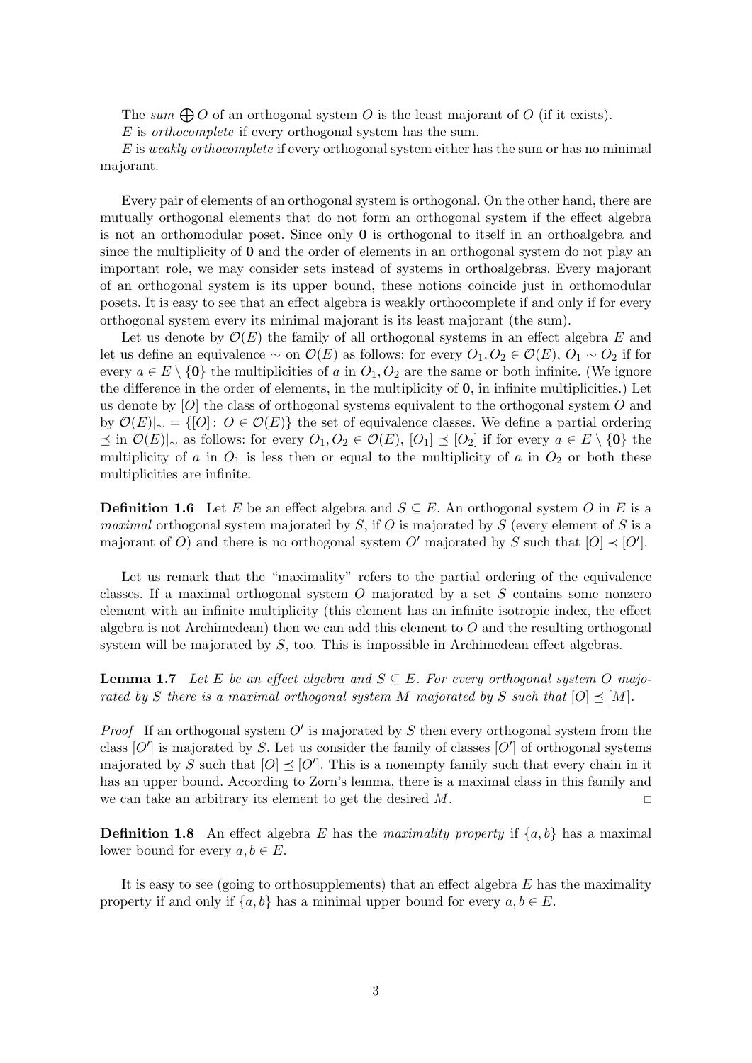The *sum* $\bigoplus O$ of an orthogonal system $O$ is the least majorant of $O$ (if it exists).

$E$ is *orthocomplete* if every orthogonal system has the sum.

$E$ is *weakly orthocomplete* if every orthogonal system either has the sum or has no minimal majorant.

Every pair of elements of an orthogonal system is orthogonal. On the other hand, there are mutually orthogonal elements that do not form an orthogonal system if the effect algebra is not an orthomodular poset. Since only $\mathbf{0}$ is orthogonal to itself in an orthoalgebra and since the multiplicity of $\mathbf{0}$ and the order of elements in an orthogonal system do not play an important role, we may consider sets instead of systems in orthoalgebras. Every majorant of an orthogonal system is its upper bound, these notions coincide just in orthomodular posets. It is easy to see that an effect algebra is weakly orthocomplete if and only if for every orthogonal system every its minimal majorant is its least majorant (the sum).

Let us denote by $\mathcal{O}(E)$ the family of all orthogonal systems in an effect algebra $E$ and let us define an equivalence $\sim$ on $\mathcal{O}(E)$ as follows: for every $O_1, O_2 \in \mathcal{O}(E)$, $O_1 \sim O_2$ if for every $a \in E \setminus \{\mathbf{0}\}$ the multiplicities of $a$ in $O_1, O_2$ are the same or both infinite. (We ignore the difference in the order of elements, in the multiplicity of $\mathbf{0}$, in infinite multiplicities.) Let us denote by $[O]$ the class of orthogonal systems equivalent to the orthogonal system $O$ and by $\mathcal{O}(E)|_\sim = \{[O] \colon O \in \mathcal{O}(E)\}$ the set of equivalence classes. We define a partial ordering $\preceq$ in $\mathcal{O}(E)|_\sim$ as follows: for every $O_1, O_2 \in \mathcal{O}(E)$, $[O_1] \preceq [O_2]$ if for every $a \in E \setminus \{\mathbf{0}\}$ the multiplicity of $a$ in $O_1$ is less then or equal to the multiplicity of $a$ in $O_2$ or both these multiplicities are infinite.

**Definition 1.6** Let $E$ be an effect algebra and $S \subseteq E$. An orthogonal system $O$ in $E$ is a *maximal* orthogonal system majorated by $S$, if $O$ is majorated by $S$ (every element of $S$ is a majorant of $O$) and there is no orthogonal system $O'$ majorated by $S$ such that $[O] \prec [O']$.

Let us remark that the "maximality" refers to the partial ordering of the equivalence classes. If a maximal orthogonal system $O$ majorated by a set $S$ contains some nonzero element with an infinite multiplicity (this element has an infinite isotropic index, the effect algebra is not Archimedean) then we can add this element to $O$ and the resulting orthogonal system will be majorated by $S$, too. This is impossible in Archimedean effect algebras.

**Lemma 1.7** *Let $E$ be an effect algebra and $S \subseteq E$. For every orthogonal system $O$ majorated by $S$ there is a maximal orthogonal system $M$ majorated by $S$ such that $[O] \preceq [M]$.*

*Proof* If an orthogonal system $O'$ is majorated by $S$ then every orthogonal system from the class $[O']$ is majorated by $S$. Let us consider the family of classes $[O']$ of orthogonal systems majorated by $S$ such that $[O] \preceq [O']$. This is a nonempty family such that every chain in it has an upper bound. According to Zorn's lemma, there is a maximal class in this family and we can take an arbitrary its element to get the desired $M$. $\square$

**Definition 1.8** An effect algebra $E$ has the *maximality property* if $\{a, b\}$ has a maximal lower bound for every $a, b \in E$.

It is easy to see (going to orthosupplements) that an effect algebra $E$ has the maximality property if and only if $\{a, b\}$ has a minimal upper bound for every $a, b \in E$.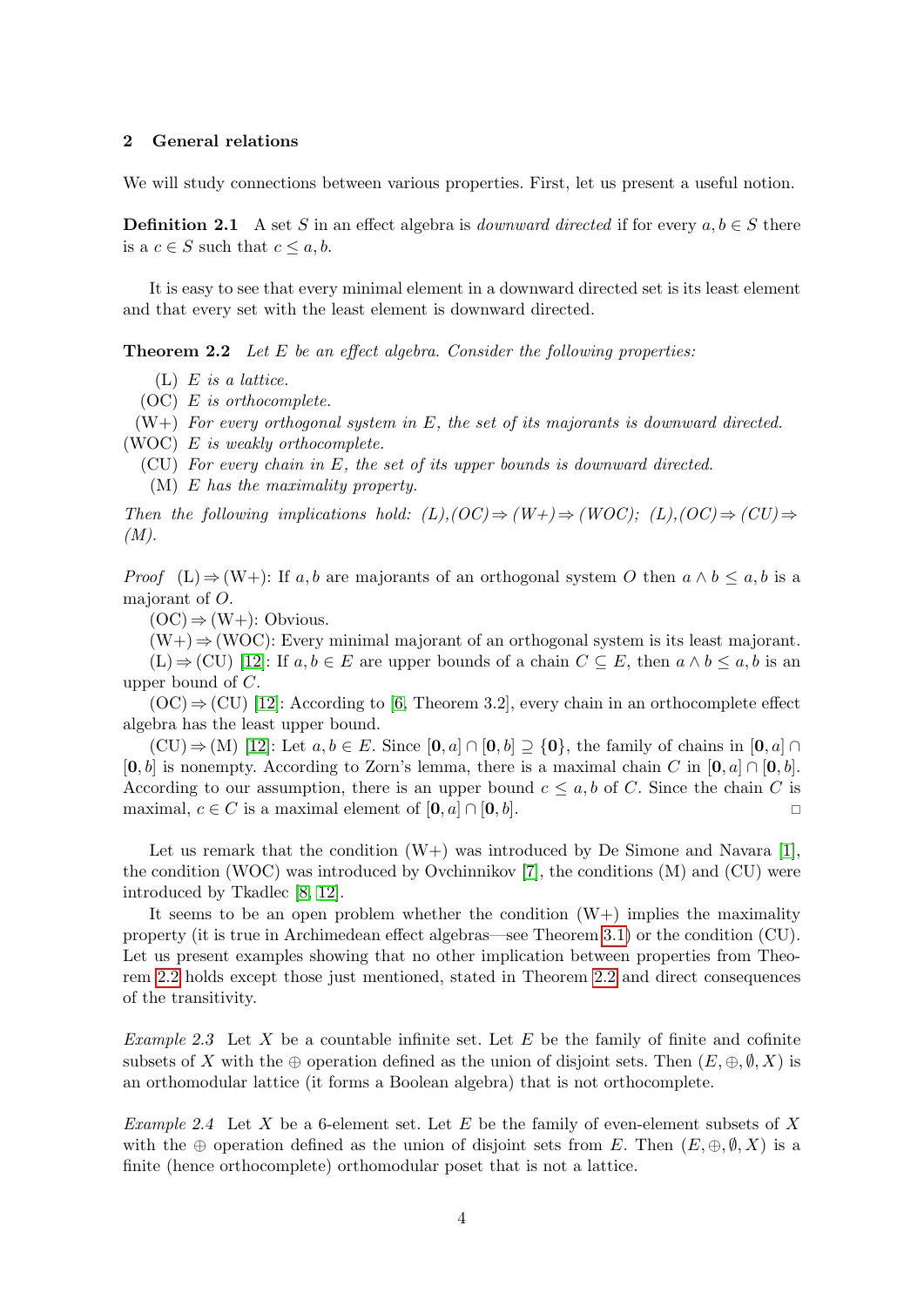## 2 General relations

We will study connections between various properties. First, let us present a useful notion.

**Definition 2.1** A set $S$ in an effect algebra is *downward directed* if for every $a, b \in S$ there is a $c \in S$ such that $c \leq a, b$.

It is easy to see that every minimal element in a downward directed set is its least element and that every set with the least element is downward directed.

**Theorem 2.2** *Let $E$ be an effect algebra. Consider the following properties:*

- (L) *$E$ is a lattice.*
- (OC) *$E$ is orthocomplete.*
- (W+) *For every orthogonal system in $E$, the set of its majorants is downward directed.*
- (WOC) *$E$ is weakly orthocomplete.*
- (CU) *For every chain in $E$, the set of its upper bounds is downward directed.*
- (M) *$E$ has the maximality property.*

*Then the following implications hold: (L),(OC)$\Rightarrow$(W+)$\Rightarrow$(WOC); (L),(OC)$\Rightarrow$(CU)$\Rightarrow$(M).*

*Proof* (L)$\Rightarrow$(W+): If $a, b$ are majorants of an orthogonal system $O$ then $a \wedge b \leq a, b$ is a majorant of $O$.

(OC)$\Rightarrow$(W+): Obvious.

(W+)$\Rightarrow$(WOC): Every minimal majorant of an orthogonal system is its least majorant.

(L)$\Rightarrow$(CU) [12]: If $a, b \in E$ are upper bounds of a chain $C \subseteq E$, then $a \wedge b \leq a, b$ is an upper bound of $C$.

(OC)$\Rightarrow$(CU) [12]: According to [6, Theorem 3.2], every chain in an orthocomplete effect algebra has the least upper bound.

(CU)$\Rightarrow$(M) [12]: Let $a, b \in E$. Since $[\mathbf{0}, a] \cap [\mathbf{0}, b] \supseteq \{\mathbf{0}\}$, the family of chains in $[\mathbf{0}, a] \cap [\mathbf{0}, b]$ is nonempty. According to Zorn's lemma, there is a maximal chain $C$ in $[\mathbf{0}, a] \cap [\mathbf{0}, b]$. According to our assumption, there is an upper bound $c \leq a, b$ of $C$. Since the chain $C$ is maximal, $c \in C$ is a maximal element of $[\mathbf{0}, a] \cap [\mathbf{0}, b]$. □

Let us remark that the condition (W+) was introduced by De Simone and Navara [1], the condition (WOC) was introduced by Ovchinnikov [7], the conditions (M) and (CU) were introduced by Tkadlec [8, 12].

It seems to be an open problem whether the condition (W+) implies the maximality property (it is true in Archimedean effect algebras—see Theorem 3.1) or the condition (CU). Let us present examples showing that no other implication between properties from Theorem 2.2 holds except those just mentioned, stated in Theorem 2.2 and direct consequences of the transitivity.

*Example 2.3* Let $X$ be a countable infinite set. Let $E$ be the family of finite and cofinite subsets of $X$ with the $\oplus$ operation defined as the union of disjoint sets. Then $(E, \oplus, \emptyset, X)$ is an orthomodular lattice (it forms a Boolean algebra) that is not orthocomplete.

*Example 2.4* Let $X$ be a 6-element set. Let $E$ be the family of even-element subsets of $X$ with the $\oplus$ operation defined as the union of disjoint sets from $E$. Then $(E, \oplus, \emptyset, X)$ is a finite (hence orthocomplete) orthomodular poset that is not a lattice.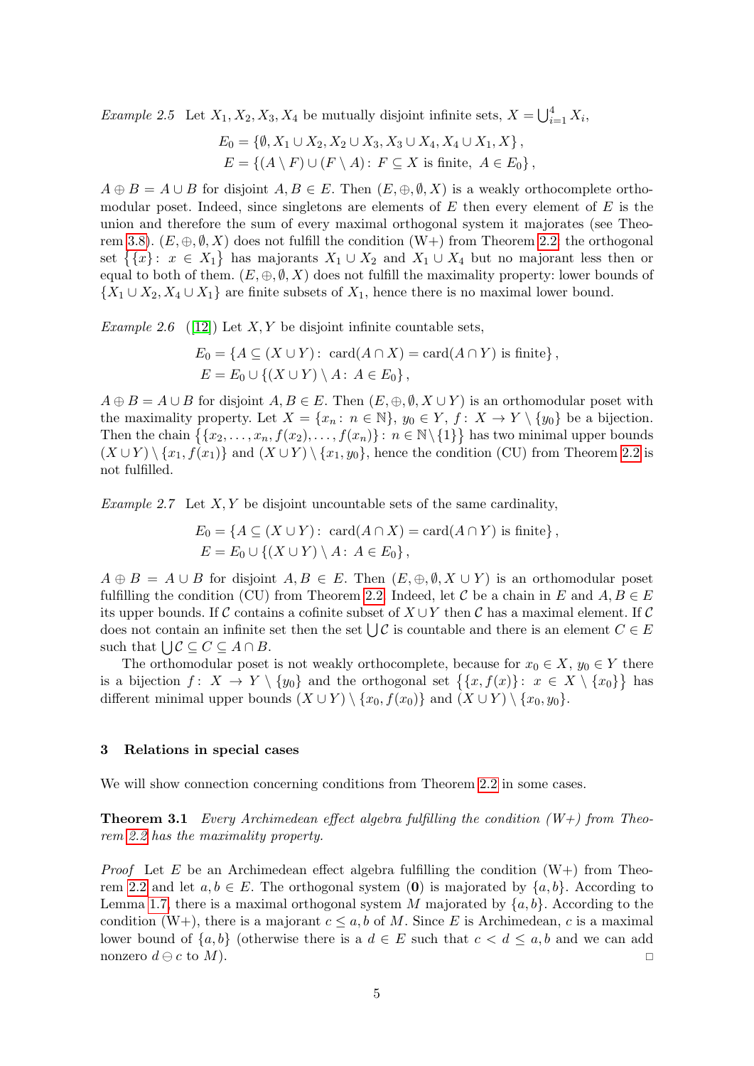*Example 2.5* Let $X_1, X_2, X_3, X_4$ be mutually disjoint infinite sets, $X = \bigcup_{i=1}^{4} X_i$,

$$E_0 = \{\emptyset, X_1 \cup X_2, X_2 \cup X_3, X_3 \cup X_4, X_4 \cup X_1, X\},$$
$$E = \{(A \setminus F) \cup (F \setminus A) \colon F \subseteq X \text{ is finite}, \ A \in E_0\},$$

$A \oplus B = A \cup B$ for disjoint $A, B \in E$. Then $(E, \oplus, \emptyset, X)$ is a weakly orthocomplete orthomodular poset. Indeed, since singletons are elements of $E$ then every element of $E$ is the union and therefore the sum of every maximal orthogonal system it majorates (see Theorem 3.8). $(E, \oplus, \emptyset, X)$ does not fulfill the condition (W+) from Theorem 2.2: the orthogonal set $\{\{x\} \colon x \in X_1\}$ has majorants $X_1 \cup X_2$ and $X_1 \cup X_4$ but no majorant less then or equal to both of them. $(E, \oplus, \emptyset, X)$ does not fulfill the maximality property: lower bounds of $\{X_1 \cup X_2, X_4 \cup X_1\}$ are finite subsets of $X_1$, hence there is no maximal lower bound.

*Example 2.6* ([12]) Let $X, Y$ be disjoint infinite countable sets,

$$E_0 = \{A \subseteq (X \cup Y) \colon \operatorname{card}(A \cap X) = \operatorname{card}(A \cap Y) \text{ is finite}\},$$
$$E = E_0 \cup \{(X \cup Y) \setminus A \colon A \in E_0\},$$

$A \oplus B = A \cup B$ for disjoint $A, B \in E$. Then $(E, \oplus, \emptyset, X \cup Y)$ is an orthomodular poset with the maximality property. Let $X = \{x_n \colon n \in \mathbb{N}\}$, $y_0 \in Y$, $f \colon X \to Y \setminus \{y_0\}$ be a bijection. Then the chain $\{\{x_2, \ldots, x_n, f(x_2), \ldots, f(x_n)\} \colon n \in \mathbb{N} \setminus \{1\}\}$ has two minimal upper bounds $(X \cup Y) \setminus \{x_1, f(x_1)\}$ and $(X \cup Y) \setminus \{x_1, y_0\}$, hence the condition (CU) from Theorem 2.2 is not fulfilled.

*Example 2.7* Let $X, Y$ be disjoint uncountable sets of the same cardinality,

$$E_0 = \{A \subseteq (X \cup Y) \colon \operatorname{card}(A \cap X) = \operatorname{card}(A \cap Y) \text{ is finite}\},$$
$$E = E_0 \cup \{(X \cup Y) \setminus A \colon A \in E_0\},$$

$A \oplus B = A \cup B$ for disjoint $A, B \in E$. Then $(E, \oplus, \emptyset, X \cup Y)$ is an orthomodular poset fulfilling the condition (CU) from Theorem 2.2. Indeed, let $\mathcal{C}$ be a chain in $E$ and $A, B \in E$ its upper bounds. If $\mathcal{C}$ contains a cofinite subset of $X \cup Y$ then $\mathcal{C}$ has a maximal element. If $\mathcal{C}$ does not contain an infinite set then the set $\bigcup \mathcal{C}$ is countable and there is an element $C \in E$ such that $\bigcup \mathcal{C} \subseteq C \subseteq A \cap B$.

The orthomodular poset is not weakly orthocomplete, because for $x_0 \in X$, $y_0 \in Y$ there is a bijection $f \colon X \to Y \setminus \{y_0\}$ and the orthogonal set $\{\{x, f(x)\} \colon x \in X \setminus \{x_0\}\}$ has different minimal upper bounds $(X \cup Y) \setminus \{x_0, f(x_0)\}$ and $(X \cup Y) \setminus \{x_0, y_0\}$.

## 3 Relations in special cases

We will show connection concerning conditions from Theorem 2.2 in some cases.

**Theorem 3.1** *Every Archimedean effect algebra fulfilling the condition (W+) from Theorem 2.2 has the maximality property.*

*Proof* Let $E$ be an Archimedean effect algebra fulfilling the condition (W+) from Theorem 2.2 and let $a, b \in E$. The orthogonal system $(\mathbf{0})$ is majorated by $\{a, b\}$. According to Lemma 1.7, there is a maximal orthogonal system $M$ majorated by $\{a, b\}$. According to the condition (W+), there is a majorant $c \leq a, b$ of $M$. Since $E$ is Archimedean, $c$ is a maximal lower bound of $\{a, b\}$ (otherwise there is a $d \in E$ such that $c < d \leq a, b$ and we can add nonzero $d \ominus c$ to $M$). $\square$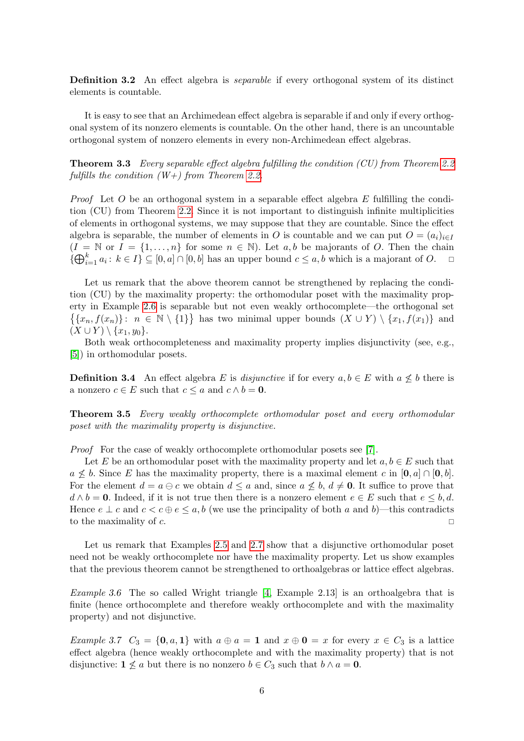**Definition 3.2** An effect algebra is *separable* if every orthogonal system of its distinct elements is countable.

It is easy to see that an Archimedean effect algebra is separable if and only if every orthogonal system of its nonzero elements is countable. On the other hand, there is an uncountable orthogonal system of nonzero elements in every non-Archimedean effect algebras.

**Theorem 3.3** *Every separable effect algebra fulfilling the condition (CU) from Theorem 2.2 fulfills the condition (W+) from Theorem 2.2.*

*Proof* Let $O$ be an orthogonal system in a separable effect algebra $E$ fulfilling the condition (CU) from Theorem 2.2. Since it is not important to distinguish infinite multiplicities of elements in orthogonal systems, we may suppose that they are countable. Since the effect algebra is separable, the number of elements in $O$ is countable and we can put $O = (a_i)_{i \in I}$ ($I = \mathbb{N}$ or $I = \{1, \ldots, n\}$ for some $n \in \mathbb{N}$). Let $a, b$ be majorants of $O$. Then the chain $\{\bigoplus_{i=1}^{k} a_i \colon k \in I\} \subseteq [0, a] \cap [0, b]$ has an upper bound $c \leq a, b$ which is a majorant of $O$. □

Let us remark that the above theorem cannot be strengthened by replacing the condition (CU) by the maximality property: the orthomodular poset with the maximality property in Example 2.6 is separable but not even weakly orthocomplete—the orthogonal set $\big\{\{x_n, f(x_n)\} \colon n \in \mathbb{N} \setminus \{1\}\big\}$ has two minimal upper bounds $(X \cup Y) \setminus \{x_1, f(x_1)\}$ and $(X \cup Y) \setminus \{x_1, y_0\}$.

Both weak orthocompleteness and maximality property implies disjunctivity (see, e.g., [5]) in orthomodular posets.

**Definition 3.4** An effect algebra $E$ is *disjunctive* if for every $a, b \in E$ with $a \not\leq b$ there is a nonzero $c \in E$ such that $c \leq a$ and $c \wedge b = \mathbf{0}$.

**Theorem 3.5** *Every weakly orthocomplete orthomodular poset and every orthomodular poset with the maximality property is disjunctive.*

*Proof* For the case of weakly orthocomplete orthomodular posets see [7].

Let $E$ be an orthomodular poset with the maximality property and let $a, b \in E$ such that $a \not\leq b$. Since $E$ has the maximality property, there is a maximal element $c$ in $[\mathbf{0}, a] \cap [\mathbf{0}, b]$. For the element $d = a \ominus c$ we obtain $d \leq a$ and, since $a \not\leq b$, $d \neq \mathbf{0}$. It suffice to prove that $d \wedge b = \mathbf{0}$. Indeed, if it is not true then there is a nonzero element $e \in E$ such that $e \leq b, d$. Hence $e \perp c$ and $c < c \oplus e \leq a, b$ (we use the principality of both $a$ and $b$)—this contradicts to the maximality of $c$. □

Let us remark that Examples 2.5 and 2.7 show that a disjunctive orthomodular poset need not be weakly orthocomplete nor have the maximality property. Let us show examples that the previous theorem cannot be strengthened to orthoalgebras or lattice effect algebras.

*Example 3.6* The so called Wright triangle [4, Example 2.13] is an orthoalgebra that is finite (hence orthocomplete and therefore weakly orthocomplete and with the maximality property) and not disjunctive.

*Example 3.7* $C_3 = \{\mathbf{0}, a, \mathbf{1}\}$ with $a \oplus a = \mathbf{1}$ and $x \oplus \mathbf{0} = x$ for every $x \in C_3$ is a lattice effect algebra (hence weakly orthocomplete and with the maximality property) that is not disjunctive: $\mathbf{1} \not\leq a$ but there is no nonzero $b \in C_3$ such that $b \wedge a = \mathbf{0}$.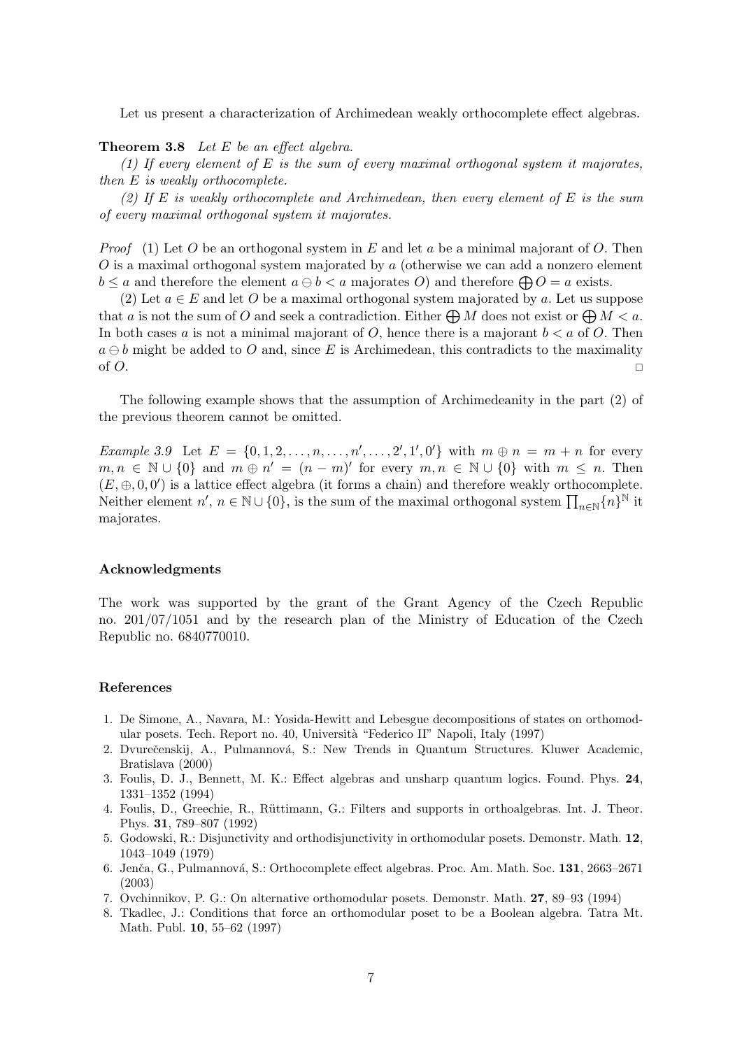Let us present a characterization of Archimedean weakly orthocomplete effect algebras.

**Theorem 3.8** *Let $E$ be an effect algebra.*

*(1) If every element of $E$ is the sum of every maximal orthogonal system it majorates, then $E$ is weakly orthocomplete.*

*(2) If $E$ is weakly orthocomplete and Archimedean, then every element of $E$ is the sum of every maximal orthogonal system it majorates.*

*Proof* (1) Let $O$ be an orthogonal system in $E$ and let $a$ be a minimal majorant of $O$. Then $O$ is a maximal orthogonal system majorated by $a$ (otherwise we can add a nonzero element $b \leq a$ and therefore the element $a \ominus b < a$ majorates $O$) and therefore $\bigoplus O = a$ exists.

(2) Let $a \in E$ and let $O$ be a maximal orthogonal system majorated by $a$. Let us suppose that $a$ is not the sum of $O$ and seek a contradiction. Either $\bigoplus M$ does not exist or $\bigoplus M < a$. In both cases $a$ is not a minimal majorant of $O$, hence there is a majorant $b < a$ of $O$. Then $a \ominus b$ might be added to $O$ and, since $E$ is Archimedean, this contradicts to the maximality of $O$. □

The following example shows that the assumption of Archimedeanity in the part (2) of the previous theorem cannot be omitted.

*Example 3.9* Let $E = \{0, 1, 2, \ldots, n, \ldots, n', \ldots, 2', 1', 0'\}$ with $m \oplus n = m + n$ for every $m, n \in \mathbb{N} \cup \{0\}$ and $m \oplus n' = (n - m)'$ for every $m, n \in \mathbb{N} \cup \{0\}$ with $m \leq n$. Then $(E, \oplus, 0, 0')$ is a lattice effect algebra (it forms a chain) and therefore weakly orthocomplete. Neither element $n'$, $n \in \mathbb{N} \cup \{0\}$, is the sum of the maximal orthogonal system $\prod_{n \in \mathbb{N}} \{n\}^{\mathbb{N}}$ it majorates.

## Acknowledgments

The work was supported by the grant of the Grant Agency of the Czech Republic no. 201/07/1051 and by the research plan of the Ministry of Education of the Czech Republic no. 6840770010.

## References

1. De Simone, A., Navara, M.: Yosida-Hewitt and Lebesgue decompositions of states on orthomodular posets. Tech. Report no. 40, Università "Federico II" Napoli, Italy (1997)
2. Dvurečenskij, A., Pulmannová, S.: New Trends in Quantum Structures. Kluwer Academic, Bratislava (2000)
3. Foulis, D. J., Bennett, M. K.: Effect algebras and unsharp quantum logics. Found. Phys. **24**, 1331–1352 (1994)
4. Foulis, D., Greechie, R., Rüttimann, G.: Filters and supports in orthoalgebras. Int. J. Theor. Phys. **31**, 789–807 (1992)
5. Godowski, R.: Disjunctivity and orthodisjunctivity in orthomodular posets. Demonstr. Math. **12**, 1043–1049 (1979)
6. Jenča, G., Pulmannová, S.: Orthocomplete effect algebras. Proc. Am. Math. Soc. **131**, 2663–2671 (2003)
7. Ovchinnikov, P. G.: On alternative orthomodular posets. Demonstr. Math. **27**, 89–93 (1994)
8. Tkadlec, J.: Conditions that force an orthomodular poset to be a Boolean algebra. Tatra Mt. Math. Publ. **10**, 55–62 (1997)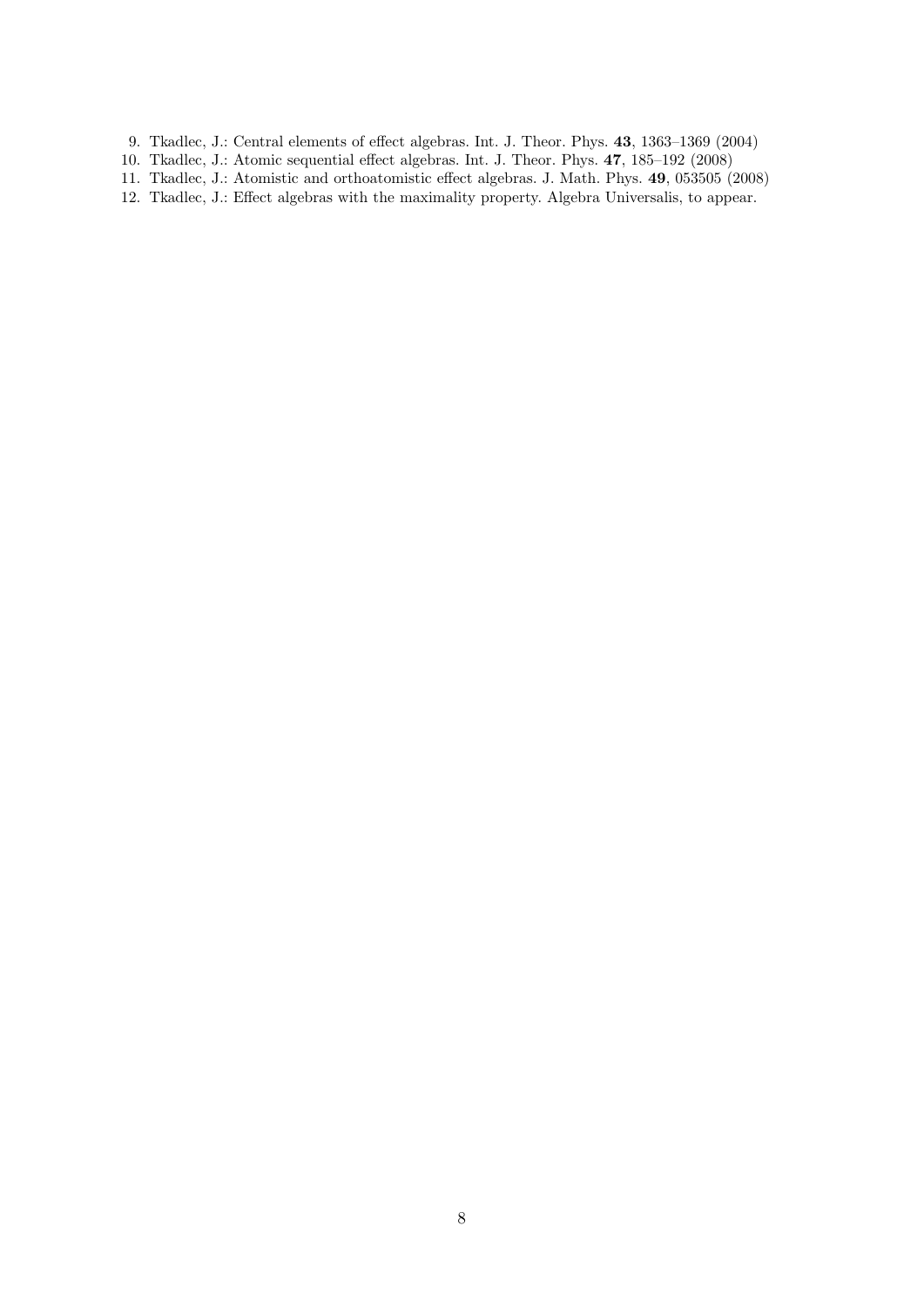9. Tkadlec, J.: Central elements of effect algebras. Int. J. Theor. Phys. **43**, 1363–1369 (2004)
10. Tkadlec, J.: Atomic sequential effect algebras. Int. J. Theor. Phys. **47**, 185–192 (2008)
11. Tkadlec, J.: Atomistic and orthoatomistic effect algebras. J. Math. Phys. **49**, 053505 (2008)
12. Tkadlec, J.: Effect algebras with the maximality property. Algebra Universalis, to appear.